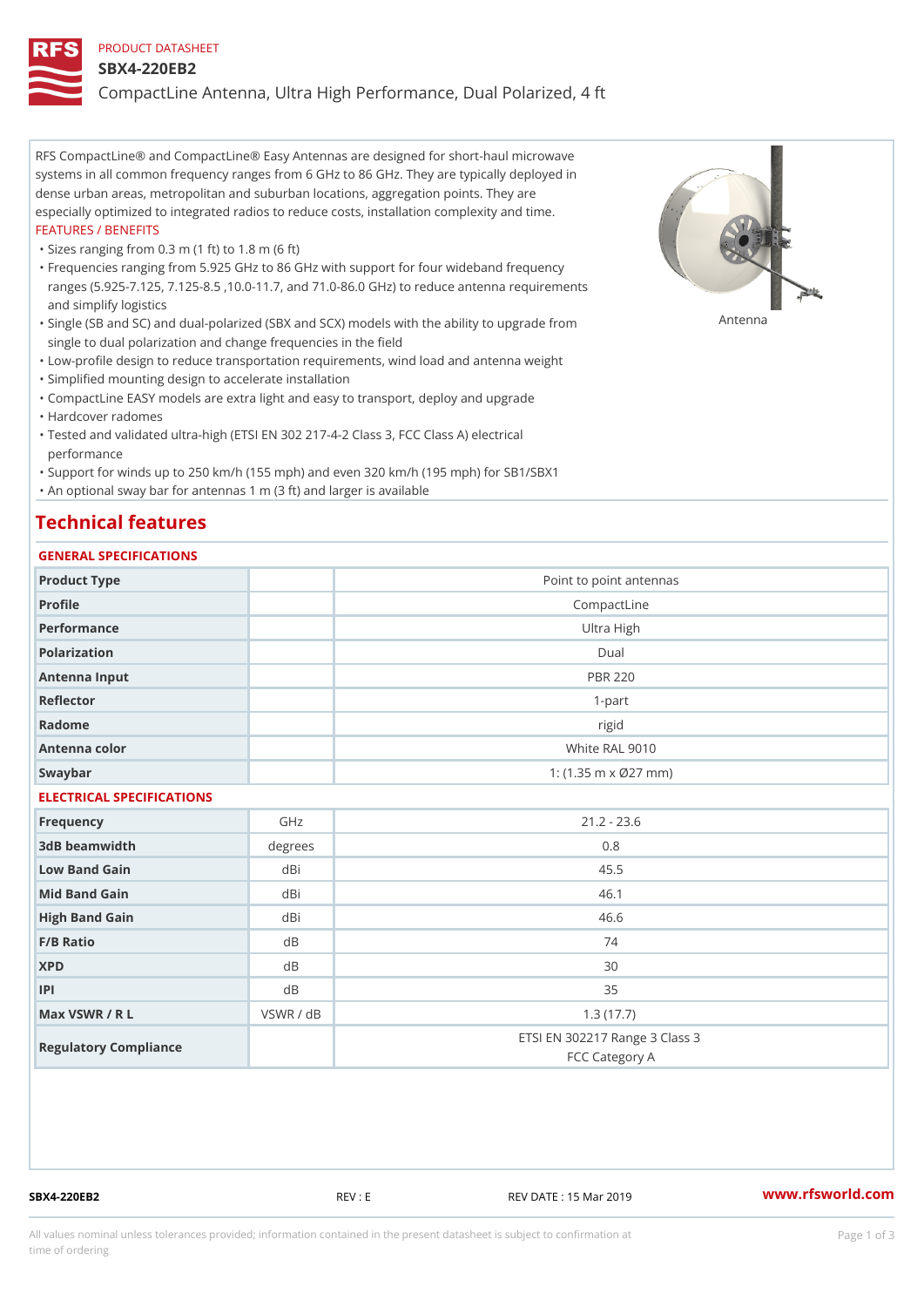PRODUCT DATASHEET

# SBX4-220EB2

CompactLine Antenna, Ultra High Performance, Dual Polarized, 4 ft

RFS CompactLine® and CompactLine® Easy Antennas are designed for short-haul microwave systems in all common frequency ranges from 6 GHz to 86 GHz. They are typically deployed in dense urban areas, metropolitan and suburban locations, aggregation points. They are especially optimized to integrated radios to reduce costs, installation complexity and time.

FEATURES / BENEFITS

- Sizes ranging from 0.3 m (1 ft) to 1.8 m (6 ft)
- Frequencies ranging from 5.925 GHz to 86 GHz with support for four wideband frequency ranges (5.925-7.125, 7.125-8.5 ,10.0-11.7, and 71.0-86.0 GHz) to reduce antenna requirements and simplify logistics
- Single (SB and SC) and dual-polarized (SBX and SCX) models with the ability to upgrade from single to dual polarization and change frequencies in the field
- Low-profile design to reduce transportation requirements, wind load and antenna weight
- Simplified mounting design to accelerate installation
- CompactLine EASY models are extra light and easy to transport, deploy and upgrade
- Hardcover radomes
- Tested and validated ultra-high (ETSI EN 302 217-4-2 Class 3, FCC Class A) electrical performance
- Support for winds up to 250 km/h (155 mph) and even 320 km/h (195 mph) for SB1/SBX1
- An optional sway bar for antennas 1 m (3 ft) and larger is available

Antenna

## Technical features

### GENERAL SPECIFICATIONS

| | | |
|---|---|---|
| Product Type | | Point to point antennas |
| Profile | | CompactLine |
| Performance | | Ultra High |
| Polarization | | Dual |
| Antenna Input | | PBR 220 |
| Reflector | | 1-part |
| Radome | | rigid |
| Antenna color | | White RAL 9010 |
| Swaybar | | 1: (1.35 m x Ø27 mm) |

### ELECTRICAL SPECIFICATIONS

| | | |
|---|---|---|
| Frequency | GHz | 21.2 - 23.6 |
| 3dB beamwidth | degrees | 0.8 |
| Low Band Gain | dBi | 45.5 |
| Mid Band Gain | dBi | 46.1 |
| High Band Gain | dBi | 46.6 |
| F/B Ratio | dB | 74 |
| XPD | dB | 30 |
| IPI | dB | 35 |
| Max VSWR / R L | VSWR / dB | 1.3 (17.7) |
| Regulatory Compliance | | ETSI EN 302217 Range 3 Class 3<br>FCC Category A |

SBX4-220EB2 REV : E REV DATE : 15 Mar 2019 www.rfsworld.com

All values nominal unless tolerances provided; information contained in the present datasheet is subject to confirmation at time of ordering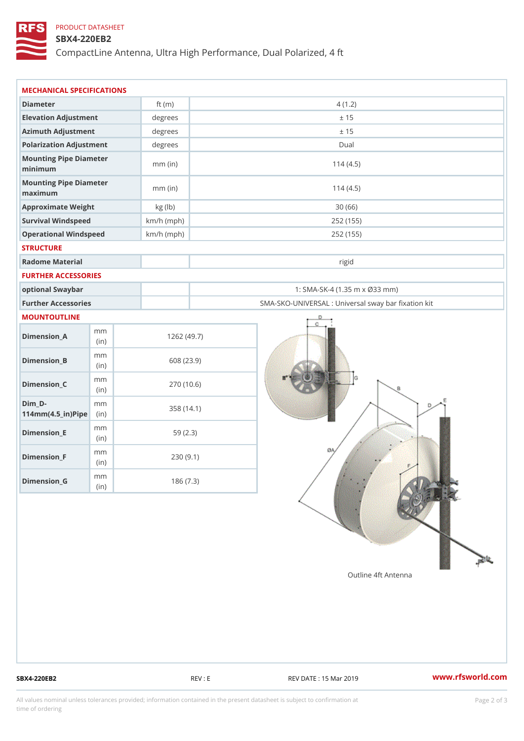PRODUCT DATASHEET

# SBX4-220EB2

CompactLine Antenna, Ultra High Performance, Dual Polarized, 4 ft

## MECHANICAL SPECIFICATIONS

| | | |
|---|---|---|
| Diameter | ft (m) | 4 (1.2) |
| Elevation Adjustment | degrees | ± 15 |
| Azimuth Adjustment | degrees | ± 15 |
| Polarization Adjustment | degrees | Dual |
| Mounting Pipe Diameter minimum | mm (in) | 114 (4.5) |
| Mounting Pipe Diameter maximum | mm (in) | 114 (4.5) |
| Approximate Weight | kg (lb) | 30 (66) |
| Survival Windspeed | km/h (mph) | 252 (155) |
| Operational Windspeed | km/h (mph) | 252 (155) |

## STRUCTURE

| | | |
|---|---|---|
| Radome Material | | rigid |

## FURTHER ACCESSORIES

| | | |
|---|---|---|
| optional Swaybar | | 1: SMA-SK-4 (1.35 m x Ø33 mm) |
| Further Accessories | | SMA-SKO-UNIVERSAL : Universal sway bar fixation kit |

## MOUNTOUTLINE

| | | |
|---|---|---|
| Dimension_A | mm (in) | 1262 (49.7) |
| Dimension_B | mm (in) | 608 (23.9) |
| Dimension_C | mm (in) | 270 (10.6) |
| Dim_D-114mm(4.5_in)Pipe | mm (in) | 358 (14.1) |
| Dimension_E | mm (in) | 59 (2.3) |
| Dimension_F | mm (in) | 230 (9.1) |
| Dimension_G | mm (in) | 186 (7.3) |

Outline 4ft Antenna

SBX4-220EB2 REV : E REV DATE : 15 Mar 2019 www.rfsworld.com

All values nominal unless tolerances provided; information contained in the present datasheet is subject to confirmation at time of ordering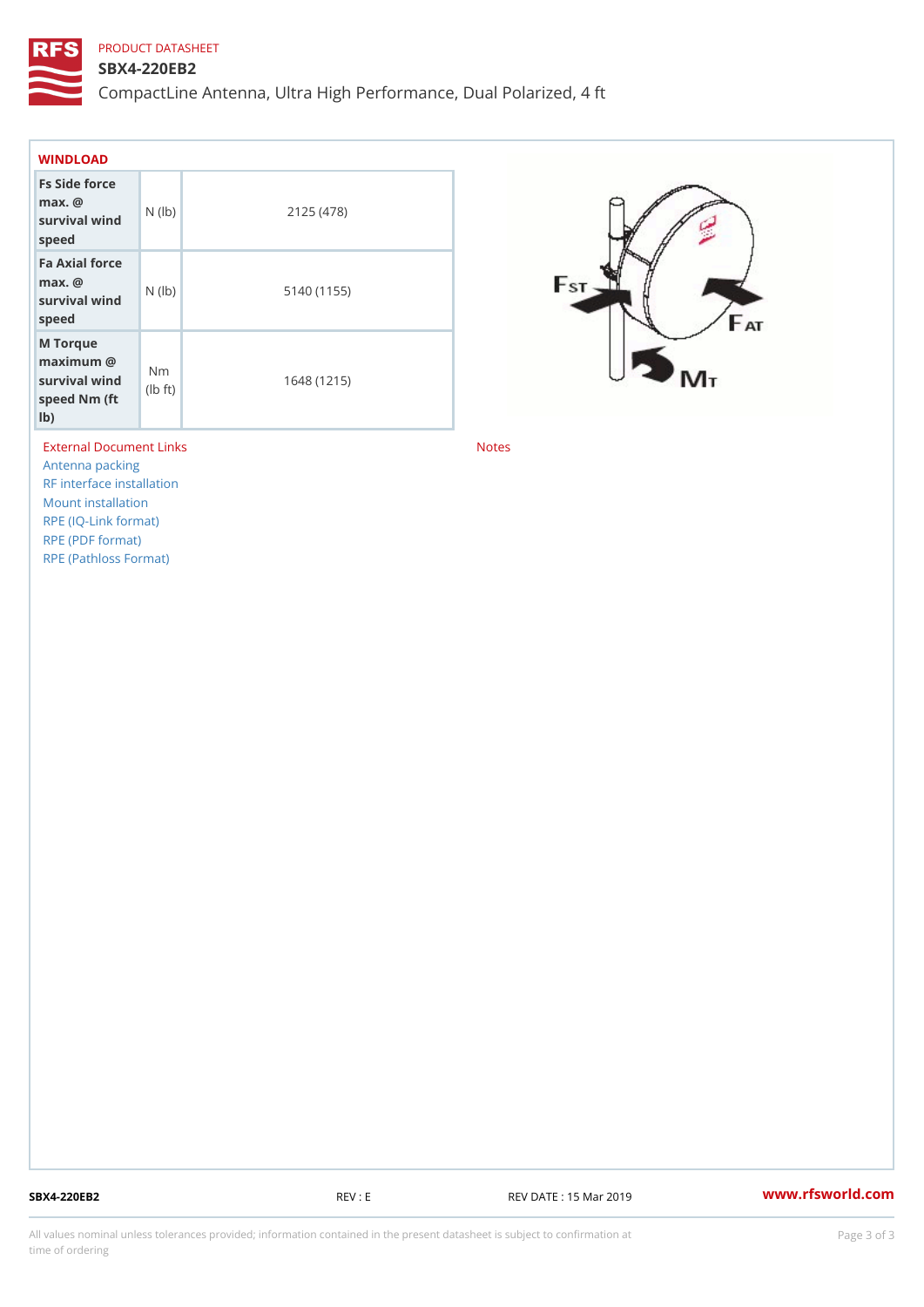PRODUCT DATASHEET

# SBX4-220EB2

CompactLine Antenna, Ultra High Performance, Dual Polarized, 4 ft

## WINDLOAD

| | | |
|---|---|---|
| Fs Side force max. @ survival wind speed | N (lb) | 2125 (478) |
| Fa Axial force max. @ survival wind speed | N (lb) | 5140 (1155) |
| M Torque maximum @ survival wind speed Nm (ft lb) | Nm (lb ft) | 1648 (1215) |

FST

FAT

MT

External Document Links

- Antenna packing
- RF interface installation
- Mount installation
- RPE (IQ-Link format)
- RPE (PDF format)
- RPE (Pathloss Format)

Notes

SBX4-220EB2 REV : E REV DATE : 15 Mar 2019 www.rfsworld.com

All values nominal unless tolerances provided; information contained in the present datasheet is subject to confirmation at time of ordering